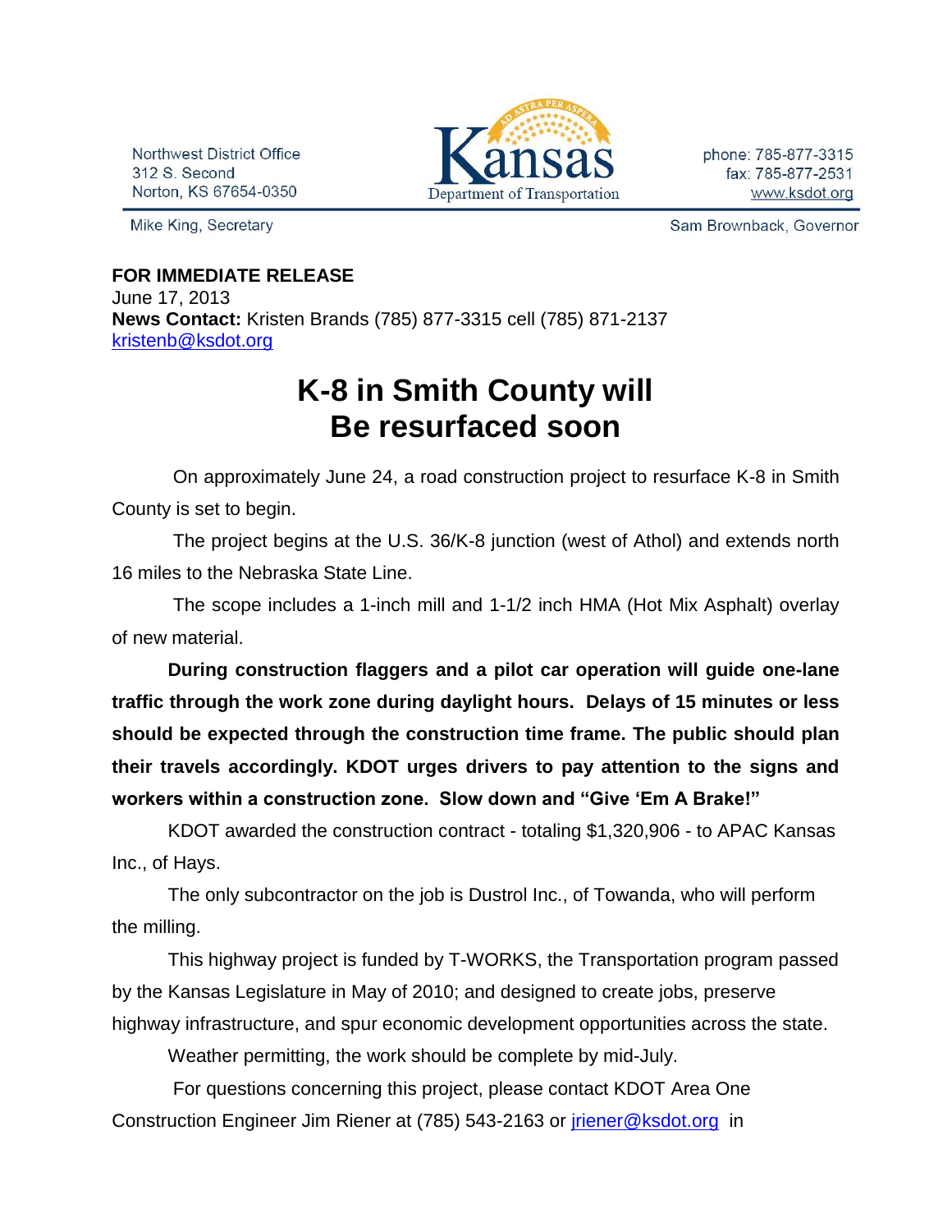Northwest District Office
312 S. Second
Norton, KS 67654-0350

Kansas Department of Transportation

phone: 785-877-3315
fax: 785-877-2531
www.ksdot.org

Mike King, Secretary

Sam Brownback, Governor

**FOR IMMEDIATE RELEASE**
June 17, 2013
**News Contact:** Kristen Brands (785) 877-3315 cell (785) 871-2137
kristenb@ksdot.org

# K-8 in Smith County will Be resurfaced soon

On approximately June 24, a road construction project to resurface K-8 in Smith County is set to begin.

The project begins at the U.S. 36/K-8 junction (west of Athol) and extends north 16 miles to the Nebraska State Line.

The scope includes a 1-inch mill and 1-1/2 inch HMA (Hot Mix Asphalt) overlay of new material.

**During construction flaggers and a pilot car operation will guide one-lane traffic through the work zone during daylight hours. Delays of 15 minutes or less should be expected through the construction time frame. The public should plan their travels accordingly. KDOT urges drivers to pay attention to the signs and workers within a construction zone. Slow down and "Give 'Em A Brake!"**

KDOT awarded the construction contract - totaling $1,320,906 - to APAC Kansas Inc., of Hays.

The only subcontractor on the job is Dustrol Inc., of Towanda, who will perform the milling.

This highway project is funded by T-WORKS, the Transportation program passed by the Kansas Legislature in May of 2010; and designed to create jobs, preserve highway infrastructure, and spur economic development opportunities across the state.

Weather permitting, the work should be complete by mid-July.

For questions concerning this project, please contact KDOT Area One Construction Engineer Jim Riener at (785) 543-2163 or jriener@ksdot.org in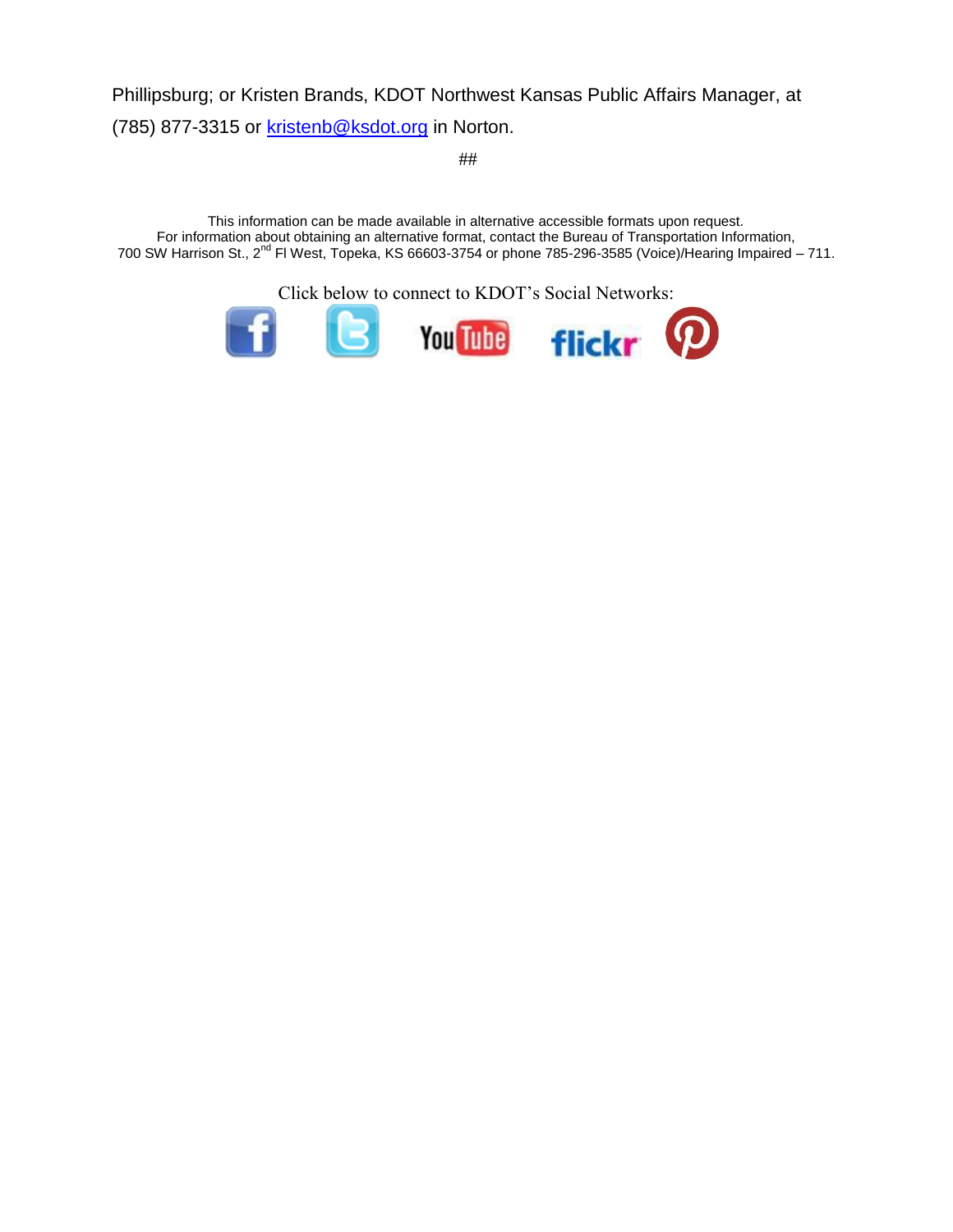Phillipsburg; or Kristen Brands, KDOT Northwest Kansas Public Affairs Manager, at (785) 877-3315 or kristenb@ksdot.org in Norton.

##

This information can be made available in alternative accessible formats upon request.
For information about obtaining an alternative format, contact the Bureau of Transportation Information,
700 SW Harrison St., 2nd Fl West, Topeka, KS 66603-3754 or phone 785-296-3585 (Voice)/Hearing Impaired – 711.

Click below to connect to KDOT's Social Networks: